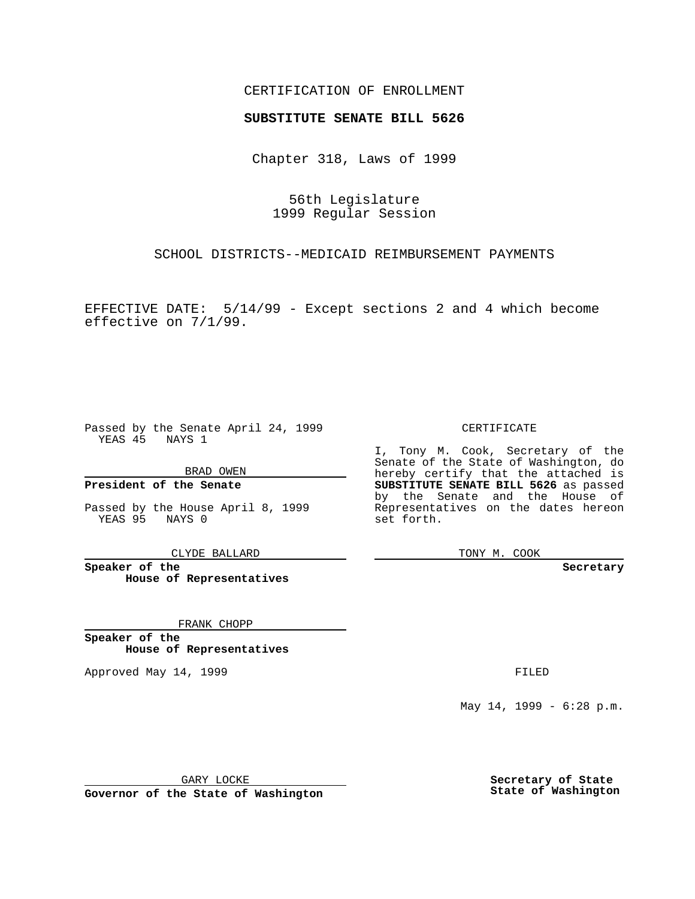CERTIFICATION OF ENROLLMENT

**SUBSTITUTE SENATE BILL 5626**

Chapter 318, Laws of 1999

56th Legislature
1999 Regular Session

SCHOOL DISTRICTS--MEDICAID REIMBURSEMENT PAYMENTS

EFFECTIVE DATE: 5/14/99 - Except sections 2 and 4 which become effective on 7/1/99.

Passed by the Senate April 24, 1999
YEAS 45 NAYS 1

BRAD OWEN

**President of the Senate**

Passed by the House April 8, 1999
YEAS 95 NAYS 0

CLYDE BALLARD

**Speaker of the House of Representatives**

FRANK CHOPP

**Speaker of the House of Representatives**

Approved May 14, 1999

GARY LOCKE

**Governor of the State of Washington**

CERTIFICATE

I, Tony M. Cook, Secretary of the Senate of the State of Washington, do hereby certify that the attached is **SUBSTITUTE SENATE BILL 5626** as passed by the Senate and the House of Representatives on the dates hereon set forth.

TONY M. COOK

**Secretary**

FILED

May 14, 1999 - 6:28 p.m.

**Secretary of State**
**State of Washington**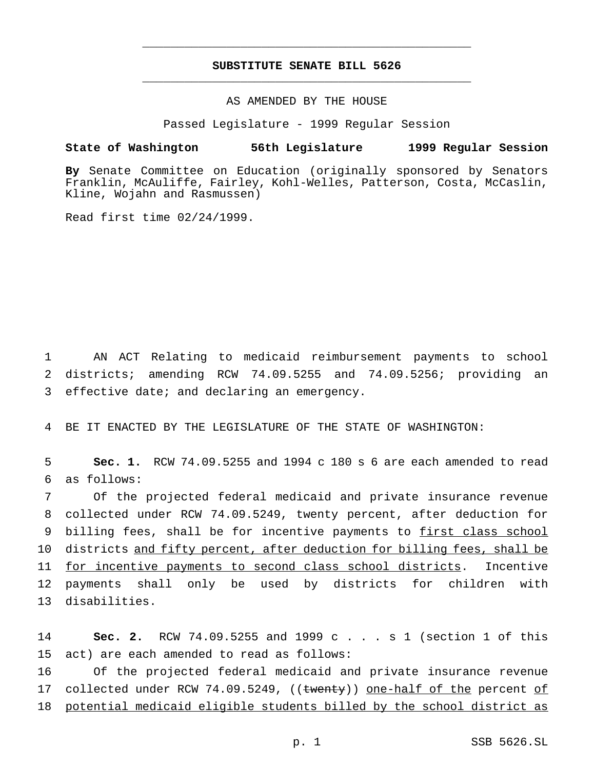# SUBSTITUTE SENATE BILL 5626

AS AMENDED BY THE HOUSE

Passed Legislature - 1999 Regular Session

**State of Washington 56th Legislature 1999 Regular Session**

**By** Senate Committee on Education (originally sponsored by Senators Franklin, McAuliffe, Fairley, Kohl-Welles, Patterson, Costa, McCaslin, Kline, Wojahn and Rasmussen)

Read first time 02/24/1999.

AN ACT Relating to medicaid reimbursement payments to school districts; amending RCW 74.09.5255 and 74.09.5256; providing an effective date; and declaring an emergency.

BE IT ENACTED BY THE LEGISLATURE OF THE STATE OF WASHINGTON:

**Sec. 1.** RCW 74.09.5255 and 1994 c 180 s 6 are each amended to read as follows:

Of the projected federal medicaid and private insurance revenue collected under RCW 74.09.5249, twenty percent, after deduction for billing fees, shall be for incentive payments to <u>first class school</u> districts <u>and fifty percent, after deduction for billing fees, shall be for incentive payments to second class school districts</u>. Incentive payments shall only be used by districts for children with disabilities.

**Sec. 2.** RCW 74.09.5255 and 1999 c . . . s 1 (section 1 of this act) are each amended to read as follows:

Of the projected federal medicaid and private insurance revenue collected under RCW 74.09.5249, ((~~twenty~~)) <u>one-half of the</u> percent <u>of potential medicaid eligible students billed by the school district as</u>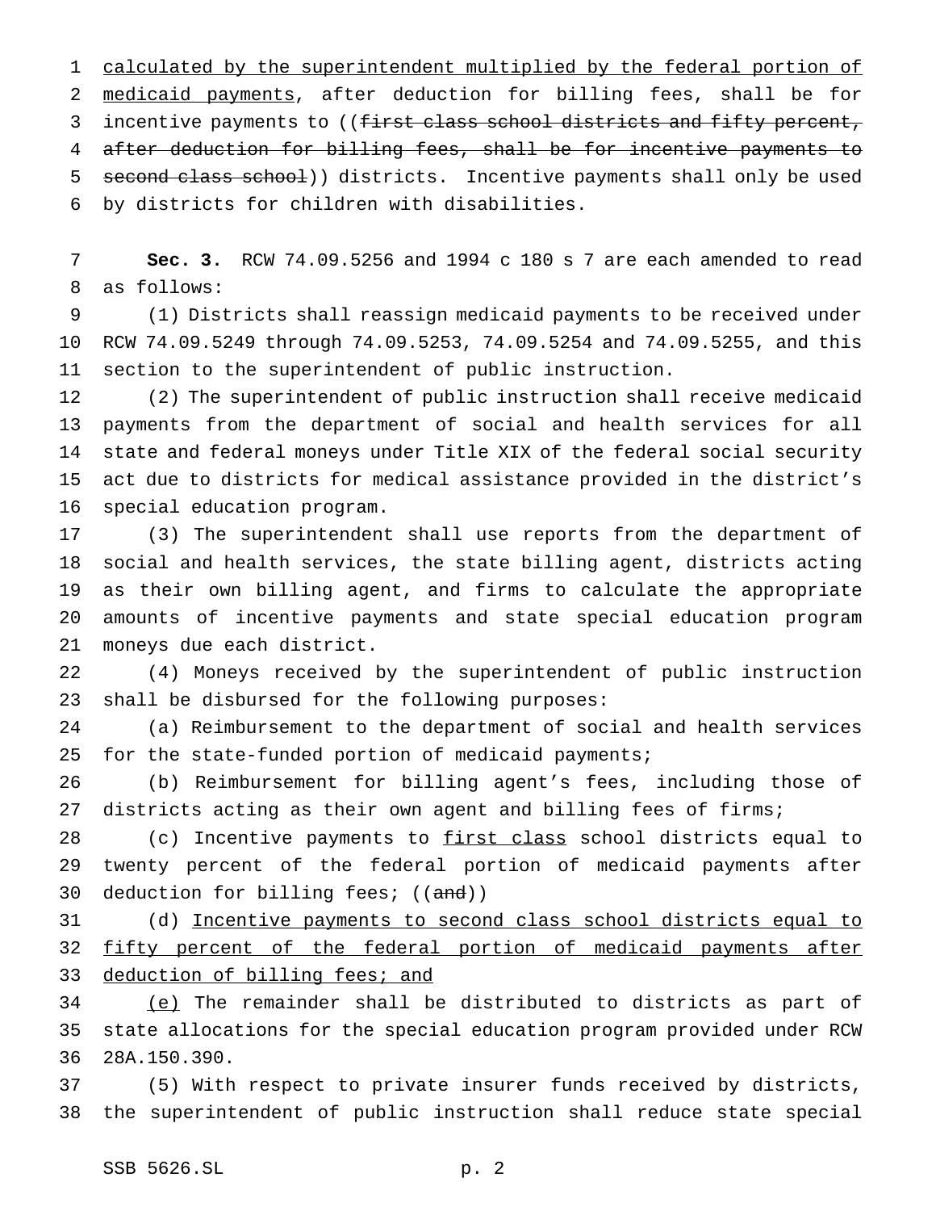calculated by the superintendent multiplied by the federal portion of medicaid payments, after deduction for billing fees, shall be for incentive payments to ((~~first class school districts and fifty percent, after deduction for billing fees, shall be for incentive payments to second class school~~)) districts. Incentive payments shall only be used by districts for children with disabilities.

**Sec. 3.** RCW 74.09.5256 and 1994 c 180 s 7 are each amended to read as follows:

(1) Districts shall reassign medicaid payments to be received under RCW 74.09.5249 through 74.09.5253, 74.09.5254 and 74.09.5255, and this section to the superintendent of public instruction.

(2) The superintendent of public instruction shall receive medicaid payments from the department of social and health services for all state and federal moneys under Title XIX of the federal social security act due to districts for medical assistance provided in the district's special education program.

(3) The superintendent shall use reports from the department of social and health services, the state billing agent, districts acting as their own billing agent, and firms to calculate the appropriate amounts of incentive payments and state special education program moneys due each district.

(4) Moneys received by the superintendent of public instruction shall be disbursed for the following purposes:

(a) Reimbursement to the department of social and health services for the state-funded portion of medicaid payments;

(b) Reimbursement for billing agent's fees, including those of districts acting as their own agent and billing fees of firms;

(c) Incentive payments to first class school districts equal to twenty percent of the federal portion of medicaid payments after deduction for billing fees; ((~~and~~))

(d) Incentive payments to second class school districts equal to fifty percent of the federal portion of medicaid payments after deduction of billing fees; and

(e) The remainder shall be distributed to districts as part of state allocations for the special education program provided under RCW 28A.150.390.

(5) With respect to private insurer funds received by districts, the superintendent of public instruction shall reduce state special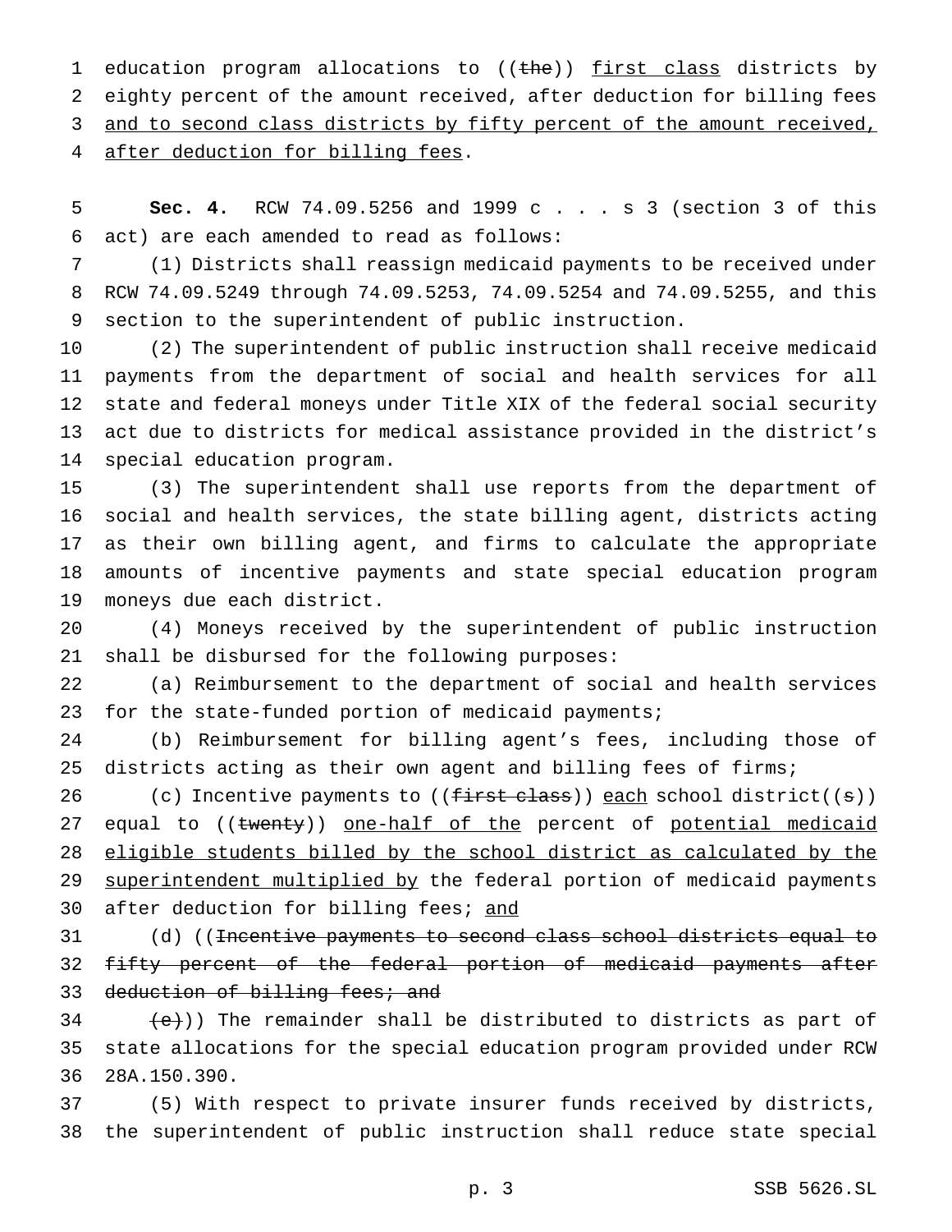education program allocations to ((~~the~~)) <u>first class</u> districts by eighty percent of the amount received, after deduction for billing fees <u>and to second class districts by fifty percent of the amount received, after deduction for billing fees</u>.

**Sec. 4.** RCW 74.09.5256 and 1999 c . . . s 3 (section 3 of this act) are each amended to read as follows:

(1) Districts shall reassign medicaid payments to be received under RCW 74.09.5249 through 74.09.5253, 74.09.5254 and 74.09.5255, and this section to the superintendent of public instruction.

(2) The superintendent of public instruction shall receive medicaid payments from the department of social and health services for all state and federal moneys under Title XIX of the federal social security act due to districts for medical assistance provided in the district's special education program.

(3) The superintendent shall use reports from the department of social and health services, the state billing agent, districts acting as their own billing agent, and firms to calculate the appropriate amounts of incentive payments and state special education program moneys due each district.

(4) Moneys received by the superintendent of public instruction shall be disbursed for the following purposes:

(a) Reimbursement to the department of social and health services for the state-funded portion of medicaid payments;

(b) Reimbursement for billing agent's fees, including those of districts acting as their own agent and billing fees of firms;

(c) Incentive payments to ((~~first class~~)) <u>each</u> school district((~~s~~)) equal to ((~~twenty~~)) <u>one-half of the</u> percent of <u>potential medicaid eligible students billed by the school district as calculated by the superintendent multiplied by</u> the federal portion of medicaid payments after deduction for billing fees; <u>and</u>

(d) ((~~Incentive payments to second class school districts equal to fifty percent of the federal portion of medicaid payments after deduction of billing fees; and~~

~~(e)~~)) The remainder shall be distributed to districts as part of state allocations for the special education program provided under RCW 28A.150.390.

(5) With respect to private insurer funds received by districts, the superintendent of public instruction shall reduce state special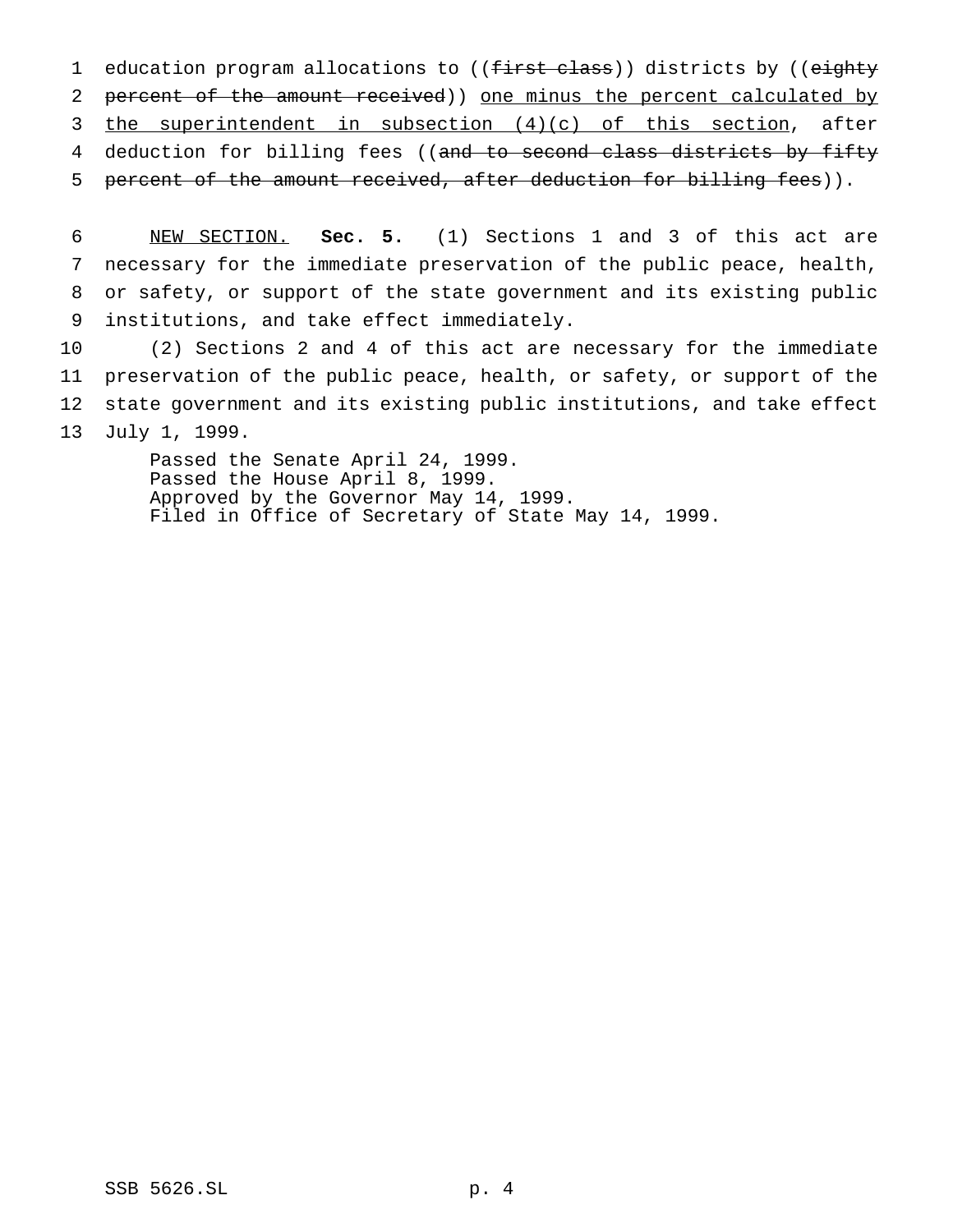education program allocations to ((~~first class~~)) districts by ((~~eighty percent of the amount received~~)) <u>one minus the percent calculated by the superintendent in subsection (4)(c) of this section</u>, after deduction for billing fees ((~~and to second class districts by fifty percent of the amount received, after deduction for billing fees~~)).

<u>NEW SECTION.</u> **Sec. 5.** (1) Sections 1 and 3 of this act are necessary for the immediate preservation of the public peace, health, or safety, or support of the state government and its existing public institutions, and take effect immediately.

(2) Sections 2 and 4 of this act are necessary for the immediate preservation of the public peace, health, or safety, or support of the state government and its existing public institutions, and take effect July 1, 1999.

Passed the Senate April 24, 1999.
Passed the House April 8, 1999.
Approved by the Governor May 14, 1999.
Filed in Office of Secretary of State May 14, 1999.